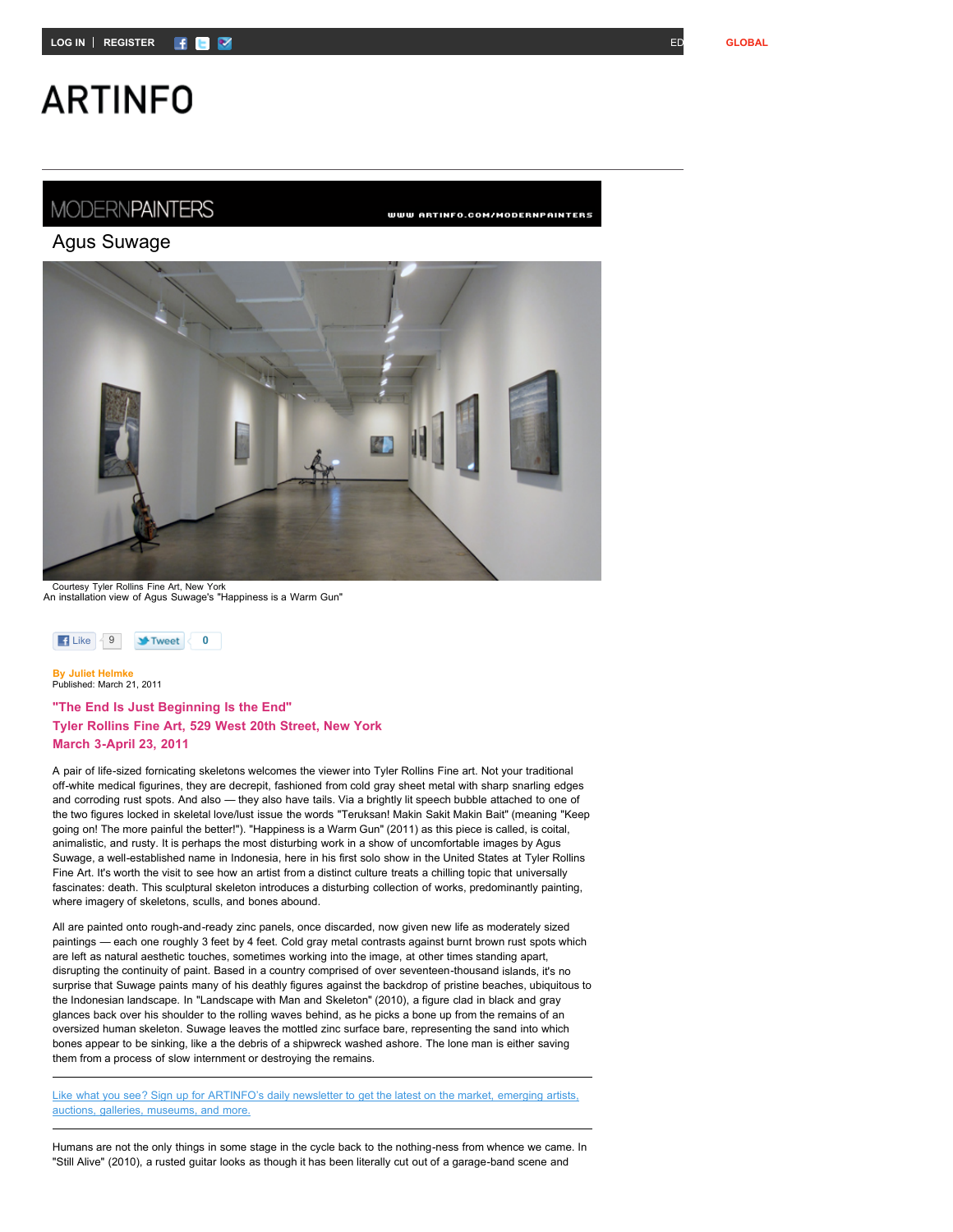# Agus Suwage

Courtesy Tyler Rollins Fine Art, New York
An installation view of Agus Suwage's "Happiness is a Warm Gun"

**By Juliet Helmke**
Published: March 21, 2011

**"The End Is Just Beginning Is the End"**
**Tyler Rollins Fine Art, 529 West 20th Street, New York**
**March 3-April 23, 2011**

A pair of life-sized fornicating skeletons welcomes the viewer into Tyler Rollins Fine art. Not your traditional off-white medical figurines, they are decrepit, fashioned from cold gray sheet metal with sharp snarling edges and corroding rust spots. And also — they also have tails. Via a brightly lit speech bubble attached to one of the two figures locked in skeletal love/lust issue the words "Teruksan! Makin Sakit Makin Bait" (meaning "Keep going on! The more painful the better!"). "Happiness is a Warm Gun" (2011) as this piece is called, is coital, animalistic, and rusty. It is perhaps the most disturbing work in a show of uncomfortable images by Agus Suwage, a well-established name in Indonesia, here in his first solo show in the United States at Tyler Rollins Fine Art. It's worth the visit to see how an artist from a distinct culture treats a chilling topic that universally fascinates: death. This sculptural skeleton introduces a disturbing collection of works, predominantly painting, where imagery of skeletons, sculls, and bones abound.

All are painted onto rough-and-ready zinc panels, once discarded, now given new life as moderately sized paintings — each one roughly 3 feet by 4 feet. Cold gray metal contrasts against burnt brown rust spots which are left as natural aesthetic touches, sometimes working into the image, at other times standing apart, disrupting the continuity of paint. Based in a country comprised of over seventeen-thousand islands, it's no surprise that Suwage paints many of his deathly figures against the backdrop of pristine beaches, ubiquitous to the Indonesian landscape. In "Landscape with Man and Skeleton" (2010), a figure clad in black and gray glances back over his shoulder to the rolling waves behind, as he picks a bone up from the remains of an oversized human skeleton. Suwage leaves the mottled zinc surface bare, representing the sand into which bones appear to be sinking, like a the debris of a shipwreck washed ashore. The lone man is either saving them from a process of slow internment or destroying the remains.

---

Like what you see? Sign up for ARTINFO's daily newsletter to get the latest on the market, emerging artists, auctions, galleries, museums, and more.

---

Humans are not the only things in some stage in the cycle back to the nothing-ness from whence we came. In "Still Alive" (2010), a rusted guitar looks as though it has been literally cut out of a garage-band scene and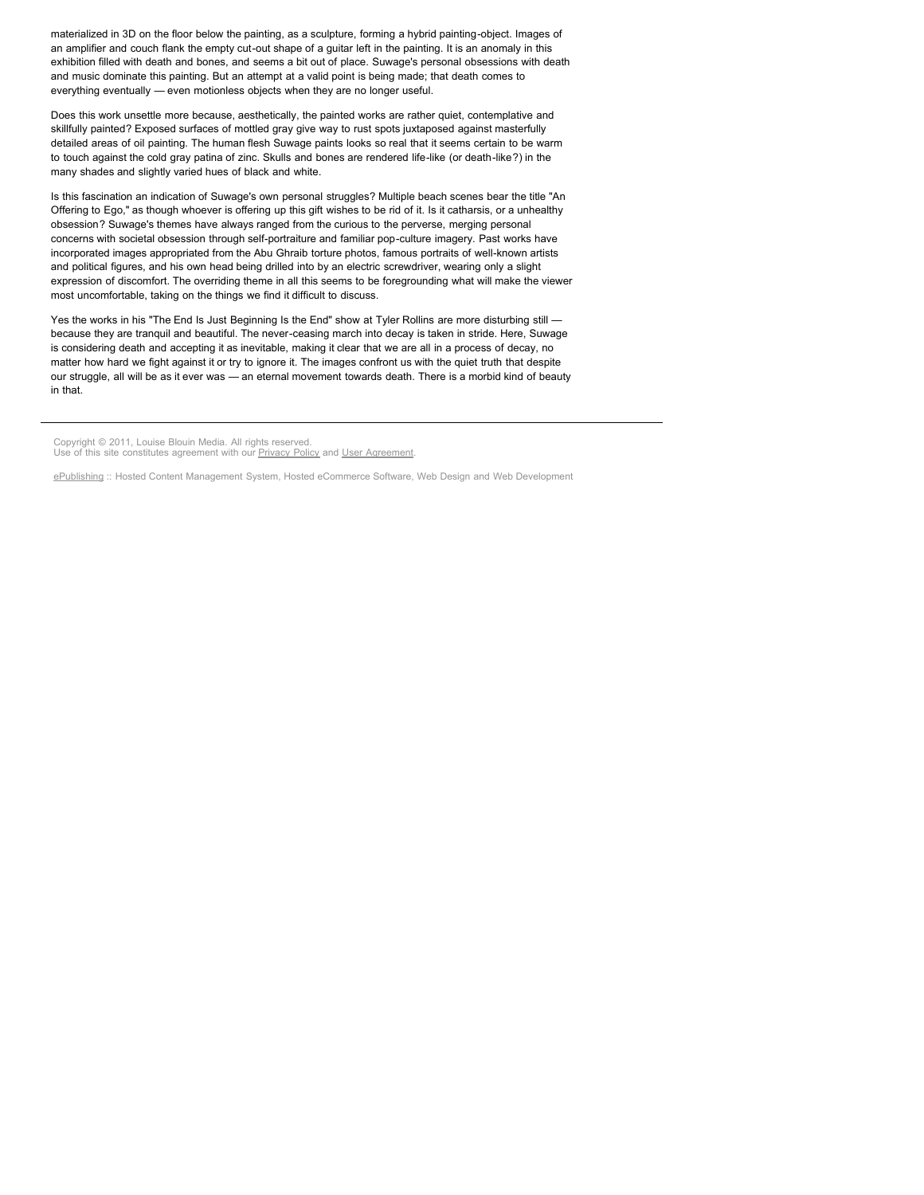materialized in 3D on the floor below the painting, as a sculpture, forming a hybrid painting-object. Images of an amplifier and couch flank the empty cut-out shape of a guitar left in the painting. It is an anomaly in this exhibition filled with death and bones, and seems a bit out of place. Suwage's personal obsessions with death and music dominate this painting. But an attempt at a valid point is being made; that death comes to everything eventually — even motionless objects when they are no longer useful.

Does this work unsettle more because, aesthetically, the painted works are rather quiet, contemplative and skillfully painted? Exposed surfaces of mottled gray give way to rust spots juxtaposed against masterfully detailed areas of oil painting. The human flesh Suwage paints looks so real that it seems certain to be warm to touch against the cold gray patina of zinc. Skulls and bones are rendered life-like (or death-like?) in the many shades and slightly varied hues of black and white.

Is this fascination an indication of Suwage's own personal struggles? Multiple beach scenes bear the title "An Offering to Ego," as though whoever is offering up this gift wishes to be rid of it. Is it catharsis, or a unhealthy obsession? Suwage's themes have always ranged from the curious to the perverse, merging personal concerns with societal obsession through self-portraiture and familiar pop-culture imagery. Past works have incorporated images appropriated from the Abu Ghraib torture photos, famous portraits of well-known artists and political figures, and his own head being drilled into by an electric screwdriver, wearing only a slight expression of discomfort. The overriding theme in all this seems to be foregrounding what will make the viewer most uncomfortable, taking on the things we find it difficult to discuss.

Yes the works in his "The End Is Just Beginning Is the End" show at Tyler Rollins are more disturbing still — because they are tranquil and beautiful. The never-ceasing march into decay is taken in stride. Here, Suwage is considering death and accepting it as inevitable, making it clear that we are all in a process of decay, no matter how hard we fight against it or try to ignore it. The images confront us with the quiet truth that despite our struggle, all will be as it ever was — an eternal movement towards death. There is a morbid kind of beauty in that.

---

Copyright © 2011, Louise Blouin Media. All rights reserved.
Use of this site constitutes agreement with our Privacy Policy and User Agreement.

ePublishing :: Hosted Content Management System, Hosted eCommerce Software, Web Design and Web Development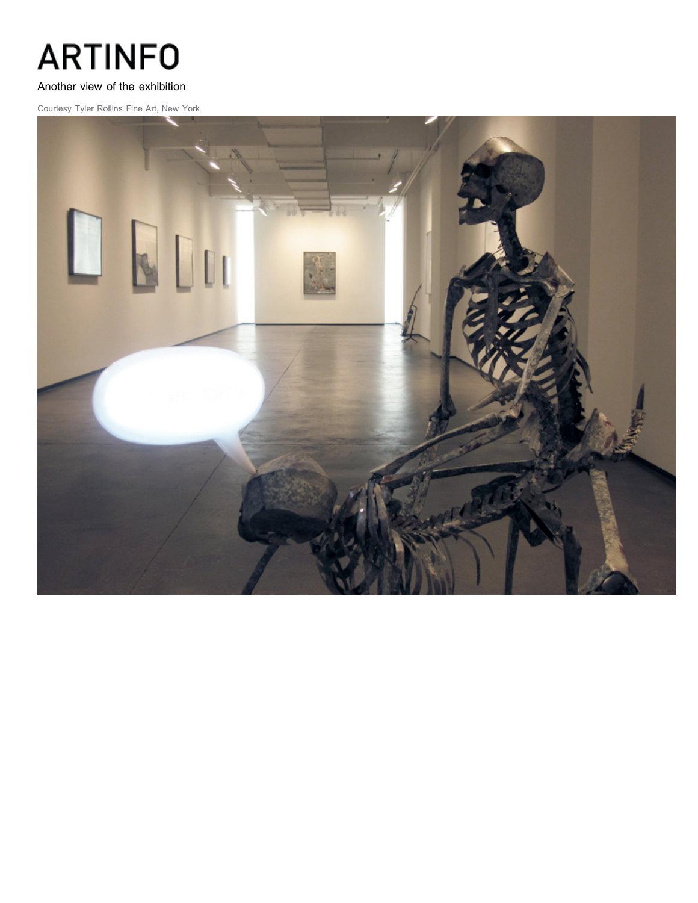# ARTINFO

Another view of the exhibition

Courtesy Tyler Rollins Fine Art, New York